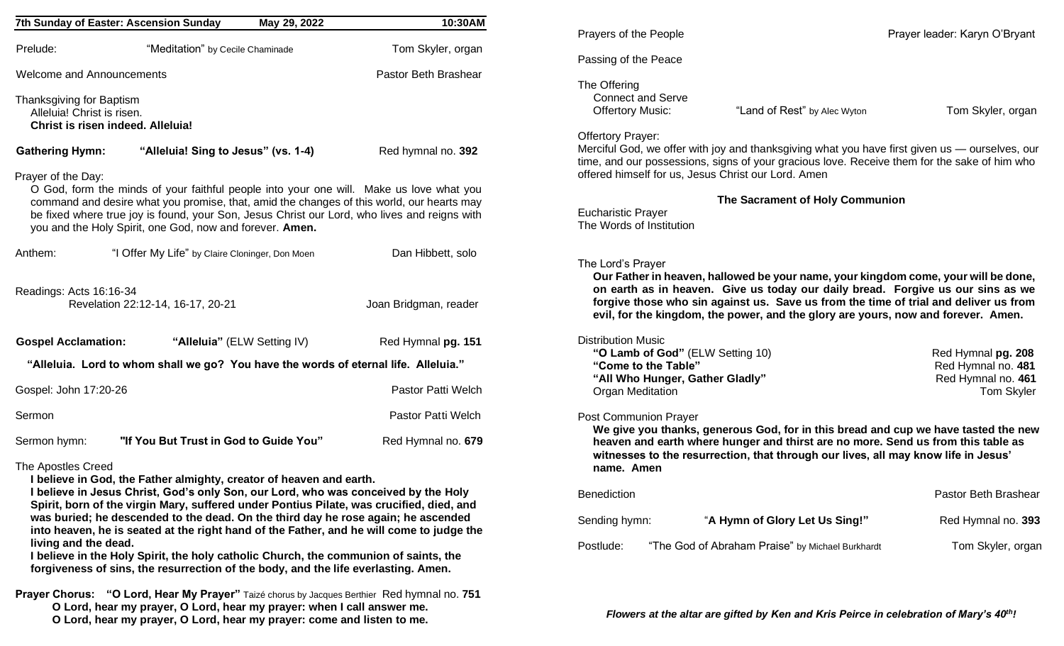**7th Sunday of Easter: Ascension Sunday — May 29, 2022 — 10:30AM**

Prelude: "Meditation" by Cecile Chaminade — Tom Skyler, organ

Welcome and Announcements — Pastor Beth Brashear

Thanksgiving for Baptism
Alleluia! Christ is risen.
**Christ is risen indeed. Alleluia!**

**Gathering Hymn: "Alleluia! Sing to Jesus" (vs. 1-4)** — Red hymnal no. **392**

Prayer of the Day:
O God, form the minds of your faithful people into your one will. Make us love what you command and desire what you promise, that, amid the changes of this world, our hearts may be fixed where true joy is found, your Son, Jesus Christ our Lord, who lives and reigns with you and the Holy Spirit, one God, now and forever. **Amen.**

Anthem: "I Offer My Life" by Claire Cloninger, Don Moen — Dan Hibbett, solo

Readings: Acts 16:16-34
Revelation 22:12-14, 16-17, 20-21 — Joan Bridgman, reader

**Gospel Acclamation: "Alleluia"** (ELW Setting IV) — Red Hymnal **pg. 151**

**"Alleluia. Lord to whom shall we go? You have the words of eternal life. Alleluia."**

Gospel: John 17:20-26 — Pastor Patti Welch

Sermon — Pastor Patti Welch

Sermon hymn: **"If You But Trust in God to Guide You"** — Red Hymnal no. **679**

The Apostles Creed
**I believe in God, the Father almighty, creator of heaven and earth.**
**I believe in Jesus Christ, God's only Son, our Lord, who was conceived by the Holy Spirit, born of the virgin Mary, suffered under Pontius Pilate, was crucified, died, and was buried; he descended to the dead. On the third day he rose again; he ascended into heaven, he is seated at the right hand of the Father, and he will come to judge the living and the dead.**
**I believe in the Holy Spirit, the holy catholic Church, the communion of saints, the forgiveness of sins, the resurrection of the body, and the life everlasting. Amen.**

**Prayer Chorus: "O Lord, Hear My Prayer"** Taizé chorus by Jacques Berthier — Red hymnal no. **751**
**O Lord, hear my prayer, O Lord, hear my prayer: when I call answer me.**
**O Lord, hear my prayer, O Lord, hear my prayer: come and listen to me.**

Prayers of the People — Prayer leader: Karyn O'Bryant

Passing of the Peace

The Offering
Connect and Serve
Offertory Music: "Land of Rest" by Alec Wyton — Tom Skyler, organ

Offertory Prayer:
Merciful God, we offer with joy and thanksgiving what you have first given us — ourselves, our time, and our possessions, signs of your gracious love. Receive them for the sake of him who offered himself for us, Jesus Christ our Lord. Amen

**The Sacrament of Holy Communion**

Eucharistic Prayer
The Words of Institution

The Lord's Prayer
**Our Father in heaven, hallowed be your name, your kingdom come, your will be done, on earth as in heaven. Give us today our daily bread. Forgive us our sins as we forgive those who sin against us. Save us from the time of trial and deliver us from evil, for the kingdom, the power, and the glory are yours, now and forever. Amen.**

Distribution Music
**"O Lamb of God"** (ELW Setting 10) — Red Hymnal **pg. 208**
**"Come to the Table"** — Red Hymnal no. **481**
**"All Who Hunger, Gather Gladly"** — Red Hymnal no. **461**
Organ Meditation — Tom Skyler

Post Communion Prayer
**We give you thanks, generous God, for in this bread and cup we have tasted the new heaven and earth where hunger and thirst are no more. Send us from this table as witnesses to the resurrection, that through our lives, all may know life in Jesus' name. Amen**

Benediction — Pastor Beth Brashear

Sending hymn: "**A Hymn of Glory Let Us Sing!"** — Red Hymnal no. **393**

Postlude: "The God of Abraham Praise" by Michael Burkhardt — Tom Skyler, organ

***Flowers at the altar are gifted by Ken and Kris Peirce in celebration of Mary's 40th!***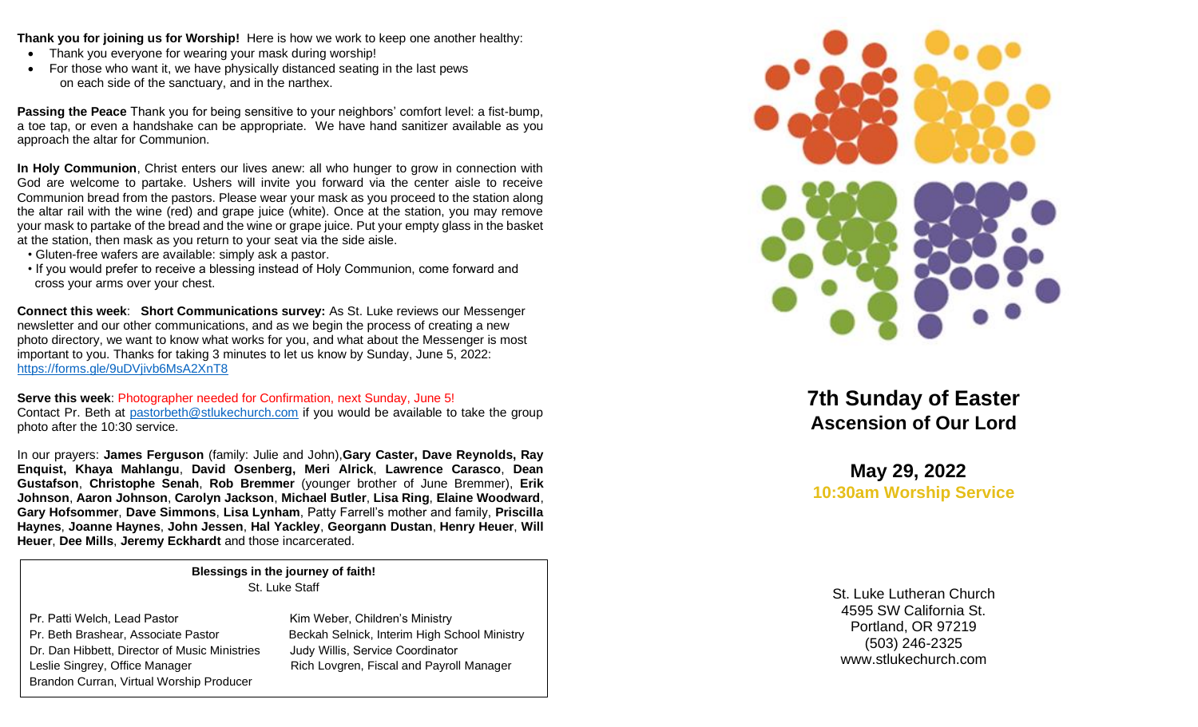**Thank you for joining us for Worship!** Here is how we work to keep one another healthy:

- Thank you everyone for wearing your mask during worship!
- For those who want it, we have physically distanced seating in the last pews on each side of the sanctuary, and in the narthex.

**Passing the Peace** Thank you for being sensitive to your neighbors' comfort level: a fist-bump, a toe tap, or even a handshake can be appropriate. We have hand sanitizer available as you approach the altar for Communion.

**In Holy Communion**, Christ enters our lives anew: all who hunger to grow in connection with God are welcome to partake. Ushers will invite you forward via the center aisle to receive Communion bread from the pastors. Please wear your mask as you proceed to the station along the altar rail with the wine (red) and grape juice (white). Once at the station, you may remove your mask to partake of the bread and the wine or grape juice. Put your empty glass in the basket at the station, then mask as you return to your seat via the side aisle.

- Gluten-free wafers are available: simply ask a pastor.
- If you would prefer to receive a blessing instead of Holy Communion, come forward and cross your arms over your chest.

**Connect this week**: **Short Communications survey:** As St. Luke reviews our Messenger newsletter and our other communications, and as we begin the process of creating a new photo directory, we want to know what works for you, and what about the Messenger is most important to you. Thanks for taking 3 minutes to let us know by Sunday, June 5, 2022: https://forms.gle/9uDVjivb6MsA2XnT8

**Serve this week**: Photographer needed for Confirmation, next Sunday, June 5!
Contact Pr. Beth at pastorbeth@stlukechurch.com if you would be available to take the group photo after the 10:30 service.

In our prayers: **James Ferguson** (family: Julie and John),**Gary Caster, Dave Reynolds, Ray Enquist, Khaya Mahlangu**, **David Osenberg, Meri Alrick**, **Lawrence Carasco**, **Dean Gustafson**, **Christophe Senah**, **Rob Bremmer** (younger brother of June Bremmer), **Erik Johnson**, **Aaron Johnson**, **Carolyn Jackson**, **Michael Butler**, **Lisa Ring**, **Elaine Woodward**, **Gary Hofsommer**, **Dave Simmons**, **Lisa Lynham**, Patty Farrell's mother and family, **Priscilla Haynes**, **Joanne Haynes**, **John Jessen**, **Hal Yackley**, **Georgann Dustan**, **Henry Heuer**, **Will Heuer**, **Dee Mills**, **Jeremy Eckhardt** and those incarcerated.

**Blessings in the journey of faith!**
St. Luke Staff

Pr. Patti Welch, Lead Pastor
Pr. Beth Brashear, Associate Pastor
Dr. Dan Hibbett, Director of Music Ministries
Leslie Singrey, Office Manager
Brandon Curran, Virtual Worship Producer
Kim Weber, Children's Ministry
Beckah Selnick, Interim High School Ministry
Judy Willis, Service Coordinator
Rich Lovgren, Fiscal and Payroll Manager

# 7th Sunday of Easter
## Ascension of Our Lord

### May 29, 2022
**10:30am Worship Service**

St. Luke Lutheran Church
4595 SW California St.
Portland, OR 97219
(503) 246-2325
www.stlukechurch.com